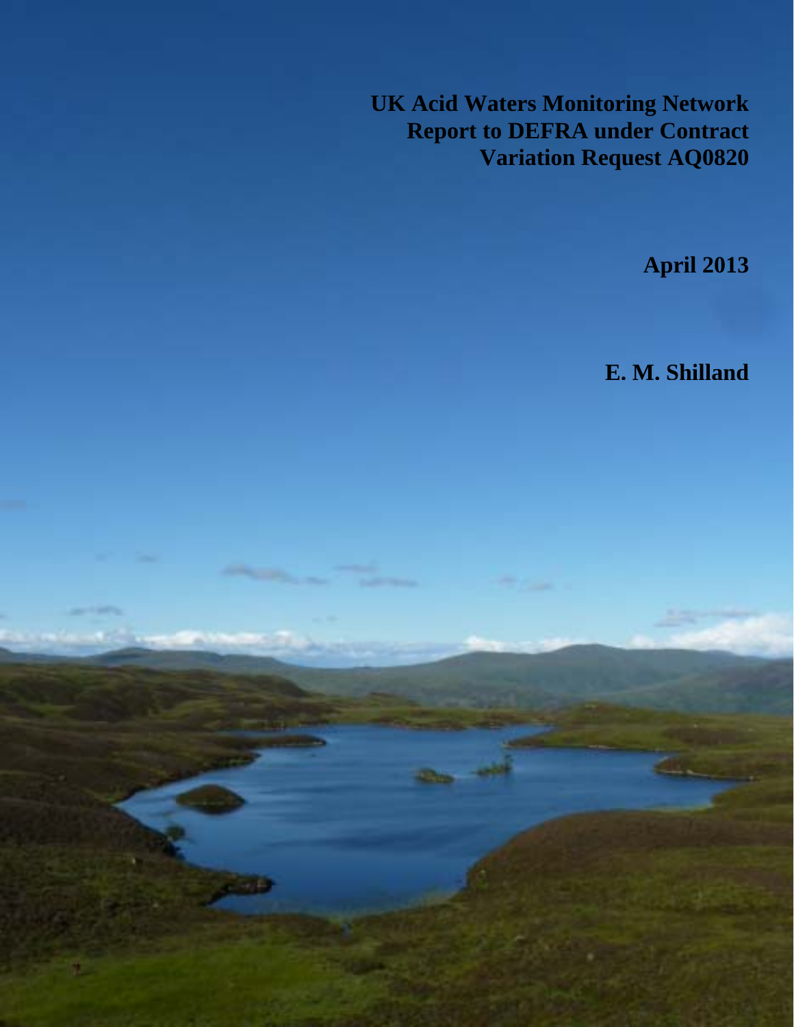# UK Acid Waters Monitoring Network Report to DEFRA under Contract Variation Request AQ0820

**April 2013**

**E. M. Shilland**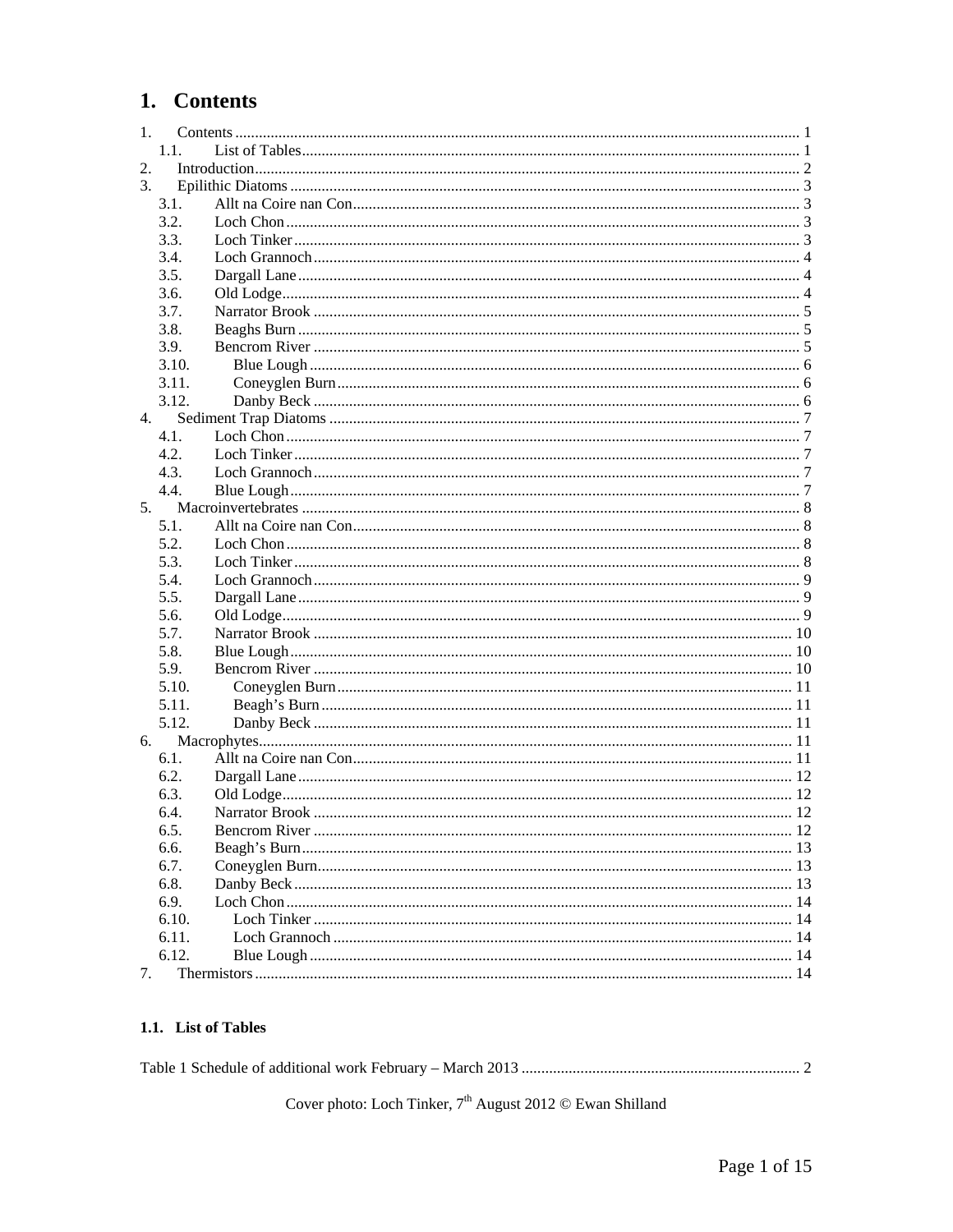# 1. Contents

1. Contents ..... 1
   1.1. List of Tables ..... 1
2. Introduction ..... 2
3. Epilithic Diatoms ..... 3
   3.1. Allt na Coire nan Con ..... 3
   3.2. Loch Chon ..... 3
   3.3. Loch Tinker ..... 3
   3.4. Loch Grannoch ..... 4
   3.5. Dargall Lane ..... 4
   3.6. Old Lodge ..... 4
   3.7. Narrator Brook ..... 5
   3.8. Beaghs Burn ..... 5
   3.9. Bencrom River ..... 5
   3.10. Blue Lough ..... 6
   3.11. Coneyglen Burn ..... 6
   3.12. Danby Beck ..... 6
4. Sediment Trap Diatoms ..... 7
   4.1. Loch Chon ..... 7
   4.2. Loch Tinker ..... 7
   4.3. Loch Grannoch ..... 7
   4.4. Blue Lough ..... 7
5. Macroinvertebrates ..... 8
   5.1. Allt na Coire nan Con ..... 8
   5.2. Loch Chon ..... 8
   5.3. Loch Tinker ..... 8
   5.4. Loch Grannoch ..... 9
   5.5. Dargall Lane ..... 9
   5.6. Old Lodge ..... 9
   5.7. Narrator Brook ..... 10
   5.8. Blue Lough ..... 10
   5.9. Bencrom River ..... 10
   5.10. Coneyglen Burn ..... 11
   5.11. Beagh's Burn ..... 11
   5.12. Danby Beck ..... 11
6. Macrophytes ..... 11
   6.1. Allt na Coire nan Con ..... 11
   6.2. Dargall Lane ..... 12
   6.3. Old Lodge ..... 12
   6.4. Narrator Brook ..... 12
   6.5. Bencrom River ..... 12
   6.6. Beagh's Burn ..... 13
   6.7. Coneyglen Burn ..... 13
   6.8. Danby Beck ..... 13
   6.9. Loch Chon ..... 14
   6.10. Loch Tinker ..... 14
   6.11. Loch Grannoch ..... 14
   6.12. Blue Lough ..... 14
7. Thermistors ..... 14

### 1.1. List of Tables

Table 1 Schedule of additional work February – March 2013 ..... 2

Cover photo: Loch Tinker, 7th August 2012 © Ewan Shilland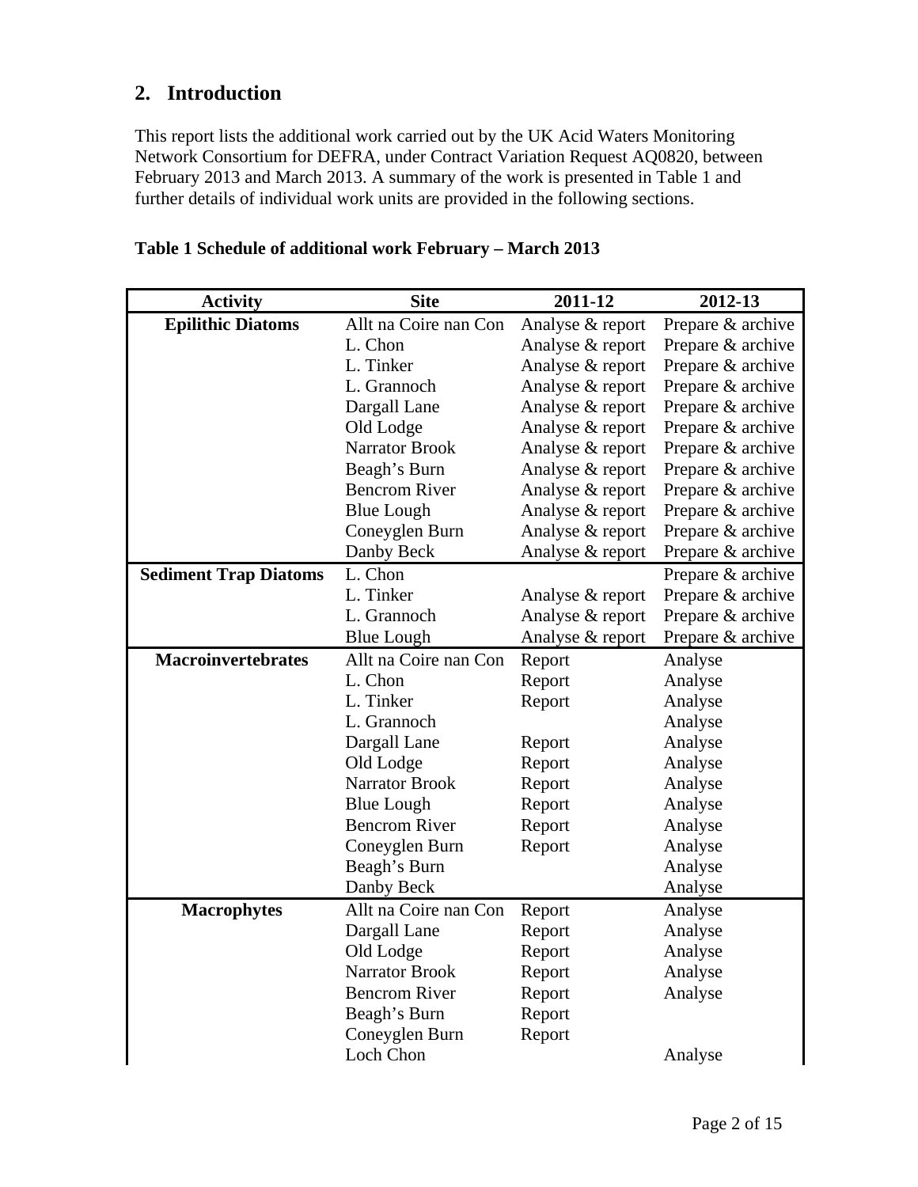## 2. Introduction

This report lists the additional work carried out by the UK Acid Waters Monitoring Network Consortium for DEFRA, under Contract Variation Request AQ0820, between February 2013 and March 2013. A summary of the work is presented in Table 1 and further details of individual work units are provided in the following sections.

**Table 1 Schedule of additional work February – March 2013**

| Activity | Site | 2011-12 | 2012-13 |
|---|---|---|---|
| **Epilithic Diatoms** | Allt na Coire nan Con | Analyse & report | Prepare & archive |
| | L. Chon | Analyse & report | Prepare & archive |
| | L. Tinker | Analyse & report | Prepare & archive |
| | L. Grannoch | Analyse & report | Prepare & archive |
| | Dargall Lane | Analyse & report | Prepare & archive |
| | Old Lodge | Analyse & report | Prepare & archive |
| | Narrator Brook | Analyse & report | Prepare & archive |
| | Beagh's Burn | Analyse & report | Prepare & archive |
| | Bencrom River | Analyse & report | Prepare & archive |
| | Blue Lough | Analyse & report | Prepare & archive |
| | Coneyglen Burn | Analyse & report | Prepare & archive |
| | Danby Beck | Analyse & report | Prepare & archive |
| **Sediment Trap Diatoms** | L. Chon | | Prepare & archive |
| | L. Tinker | Analyse & report | Prepare & archive |
| | L. Grannoch | Analyse & report | Prepare & archive |
| | Blue Lough | Analyse & report | Prepare & archive |
| **Macroinvertebrates** | Allt na Coire nan Con | Report | Analyse |
| | L. Chon | Report | Analyse |
| | L. Tinker | Report | Analyse |
| | L. Grannoch | | Analyse |
| | Dargall Lane | Report | Analyse |
| | Old Lodge | Report | Analyse |
| | Narrator Brook | Report | Analyse |
| | Blue Lough | Report | Analyse |
| | Bencrom River | Report | Analyse |
| | Coneyglen Burn | Report | Analyse |
| | Beagh's Burn | | Analyse |
| | Danby Beck | | Analyse |
| **Macrophytes** | Allt na Coire nan Con | Report | Analyse |
| | Dargall Lane | Report | Analyse |
| | Old Lodge | Report | Analyse |
| | Narrator Brook | Report | Analyse |
| | Bencrom River | Report | Analyse |
| | Beagh's Burn | Report | |
| | Coneyglen Burn | Report | |
| | Loch Chon | | Analyse |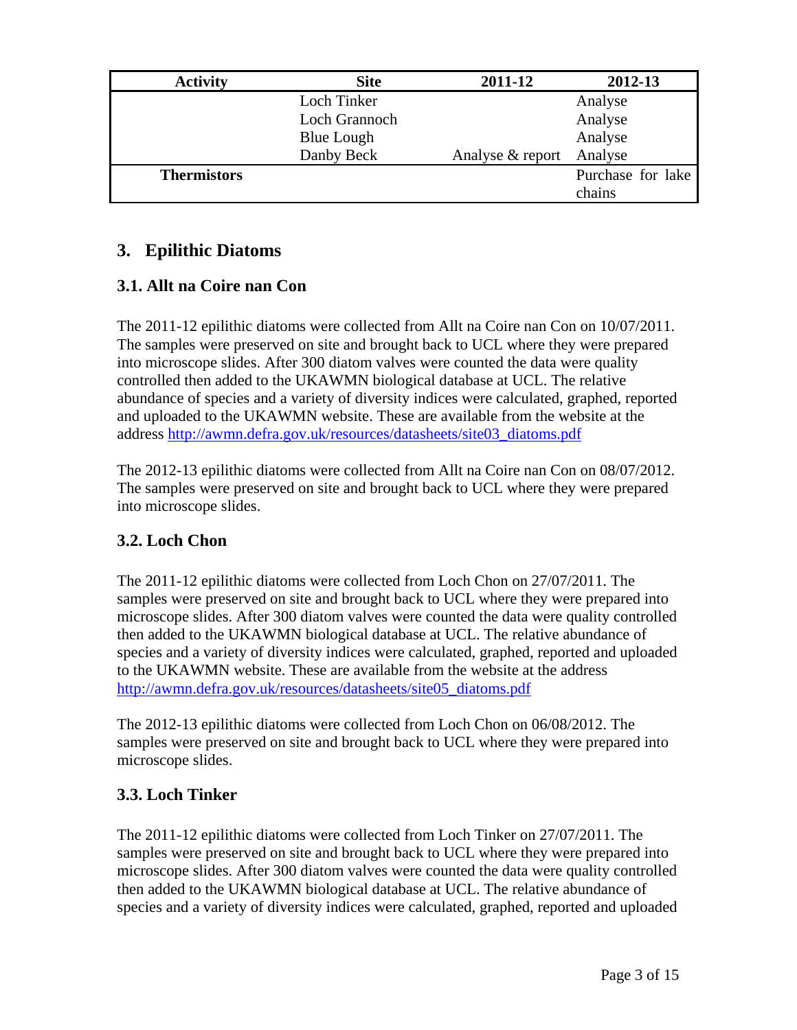| Activity | Site | 2011-12 | 2012-13 |
|---|---|---|---|
| | Loch Tinker | | Analyse |
| | Loch Grannoch | | Analyse |
| | Blue Lough | | Analyse |
| | Danby Beck | Analyse & report | Analyse |
| **Thermistors** | | | Purchase for lake chains |

## 3. Epilithic Diatoms

### 3.1. Allt na Coire nan Con

The 2011-12 epilithic diatoms were collected from Allt na Coire nan Con on 10/07/2011. The samples were preserved on site and brought back to UCL where they were prepared into microscope slides. After 300 diatom valves were counted the data were quality controlled then added to the UKAWMN biological database at UCL. The relative abundance of species and a variety of diversity indices were calculated, graphed, reported and uploaded to the UKAWMN website. These are available from the website at the address http://awmn.defra.gov.uk/resources/datasheets/site03_diatoms.pdf

The 2012-13 epilithic diatoms were collected from Allt na Coire nan Con on 08/07/2012. The samples were preserved on site and brought back to UCL where they were prepared into microscope slides.

### 3.2. Loch Chon

The 2011-12 epilithic diatoms were collected from Loch Chon on 27/07/2011. The samples were preserved on site and brought back to UCL where they were prepared into microscope slides. After 300 diatom valves were counted the data were quality controlled then added to the UKAWMN biological database at UCL. The relative abundance of species and a variety of diversity indices were calculated, graphed, reported and uploaded to the UKAWMN website. These are available from the website at the address http://awmn.defra.gov.uk/resources/datasheets/site05_diatoms.pdf

The 2012-13 epilithic diatoms were collected from Loch Chon on 06/08/2012. The samples were preserved on site and brought back to UCL where they were prepared into microscope slides.

### 3.3. Loch Tinker

The 2011-12 epilithic diatoms were collected from Loch Tinker on 27/07/2011. The samples were preserved on site and brought back to UCL where they were prepared into microscope slides. After 300 diatom valves were counted the data were quality controlled then added to the UKAWMN biological database at UCL. The relative abundance of species and a variety of diversity indices were calculated, graphed, reported and uploaded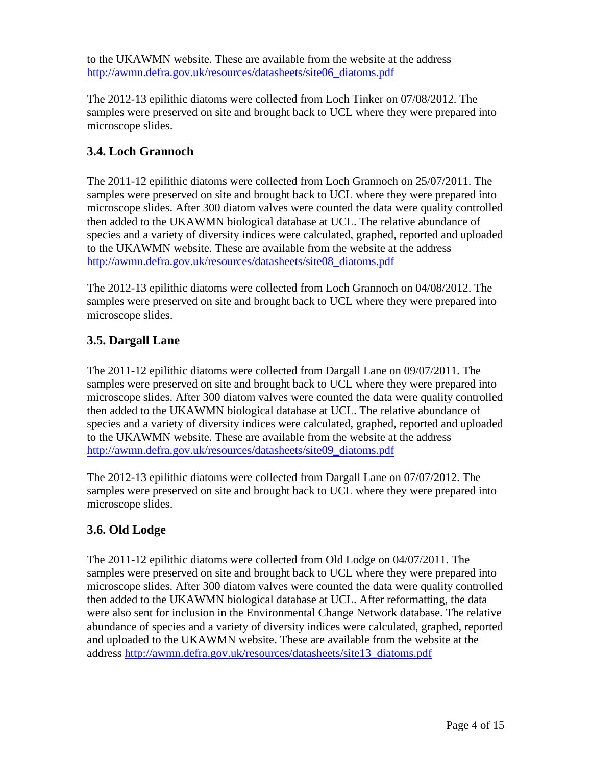to the UKAWMN website. These are available from the website at the address http://awmn.defra.gov.uk/resources/datasheets/site06_diatoms.pdf

The 2012-13 epilithic diatoms were collected from Loch Tinker on 07/08/2012. The samples were preserved on site and brought back to UCL where they were prepared into microscope slides.

### 3.4. Loch Grannoch

The 2011-12 epilithic diatoms were collected from Loch Grannoch on 25/07/2011. The samples were preserved on site and brought back to UCL where they were prepared into microscope slides. After 300 diatom valves were counted the data were quality controlled then added to the UKAWMN biological database at UCL. The relative abundance of species and a variety of diversity indices were calculated, graphed, reported and uploaded to the UKAWMN website. These are available from the website at the address http://awmn.defra.gov.uk/resources/datasheets/site08_diatoms.pdf

The 2012-13 epilithic diatoms were collected from Loch Grannoch on 04/08/2012. The samples were preserved on site and brought back to UCL where they were prepared into microscope slides.

### 3.5. Dargall Lane

The 2011-12 epilithic diatoms were collected from Dargall Lane on 09/07/2011. The samples were preserved on site and brought back to UCL where they were prepared into microscope slides. After 300 diatom valves were counted the data were quality controlled then added to the UKAWMN biological database at UCL. The relative abundance of species and a variety of diversity indices were calculated, graphed, reported and uploaded to the UKAWMN website. These are available from the website at the address http://awmn.defra.gov.uk/resources/datasheets/site09_diatoms.pdf

The 2012-13 epilithic diatoms were collected from Dargall Lane on 07/07/2012. The samples were preserved on site and brought back to UCL where they were prepared into microscope slides.

### 3.6. Old Lodge

The 2011-12 epilithic diatoms were collected from Old Lodge on 04/07/2011. The samples were preserved on site and brought back to UCL where they were prepared into microscope slides. After 300 diatom valves were counted the data were quality controlled then added to the UKAWMN biological database at UCL. After reformatting, the data were also sent for inclusion in the Environmental Change Network database. The relative abundance of species and a variety of diversity indices were calculated, graphed, reported and uploaded to the UKAWMN website. These are available from the website at the address http://awmn.defra.gov.uk/resources/datasheets/site13_diatoms.pdf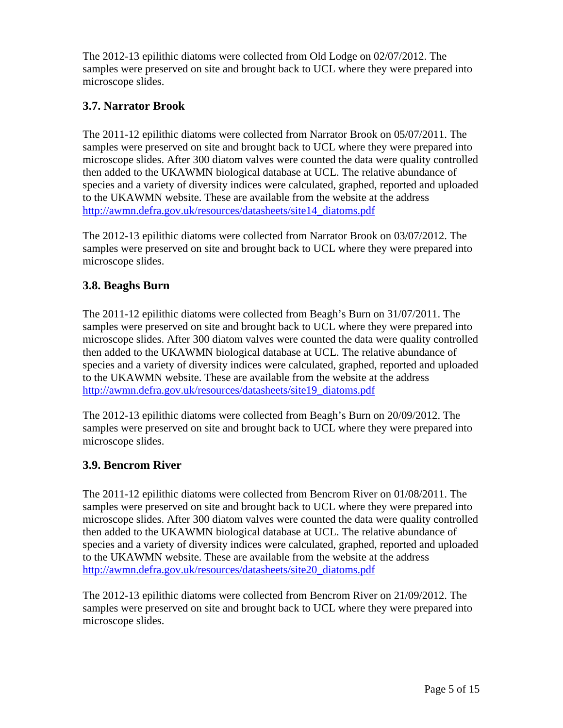The 2012-13 epilithic diatoms were collected from Old Lodge on 02/07/2012. The samples were preserved on site and brought back to UCL where they were prepared into microscope slides.

### 3.7. Narrator Brook

The 2011-12 epilithic diatoms were collected from Narrator Brook on 05/07/2011. The samples were preserved on site and brought back to UCL where they were prepared into microscope slides. After 300 diatom valves were counted the data were quality controlled then added to the UKAWMN biological database at UCL. The relative abundance of species and a variety of diversity indices were calculated, graphed, reported and uploaded to the UKAWMN website. These are available from the website at the address http://awmn.defra.gov.uk/resources/datasheets/site14_diatoms.pdf

The 2012-13 epilithic diatoms were collected from Narrator Brook on 03/07/2012. The samples were preserved on site and brought back to UCL where they were prepared into microscope slides.

### 3.8. Beaghs Burn

The 2011-12 epilithic diatoms were collected from Beagh's Burn on 31/07/2011. The samples were preserved on site and brought back to UCL where they were prepared into microscope slides. After 300 diatom valves were counted the data were quality controlled then added to the UKAWMN biological database at UCL. The relative abundance of species and a variety of diversity indices were calculated, graphed, reported and uploaded to the UKAWMN website. These are available from the website at the address http://awmn.defra.gov.uk/resources/datasheets/site19_diatoms.pdf

The 2012-13 epilithic diatoms were collected from Beagh's Burn on 20/09/2012. The samples were preserved on site and brought back to UCL where they were prepared into microscope slides.

### 3.9. Bencrom River

The 2011-12 epilithic diatoms were collected from Bencrom River on 01/08/2011. The samples were preserved on site and brought back to UCL where they were prepared into microscope slides. After 300 diatom valves were counted the data were quality controlled then added to the UKAWMN biological database at UCL. The relative abundance of species and a variety of diversity indices were calculated, graphed, reported and uploaded to the UKAWMN website. These are available from the website at the address http://awmn.defra.gov.uk/resources/datasheets/site20_diatoms.pdf

The 2012-13 epilithic diatoms were collected from Bencrom River on 21/09/2012. The samples were preserved on site and brought back to UCL where they were prepared into microscope slides.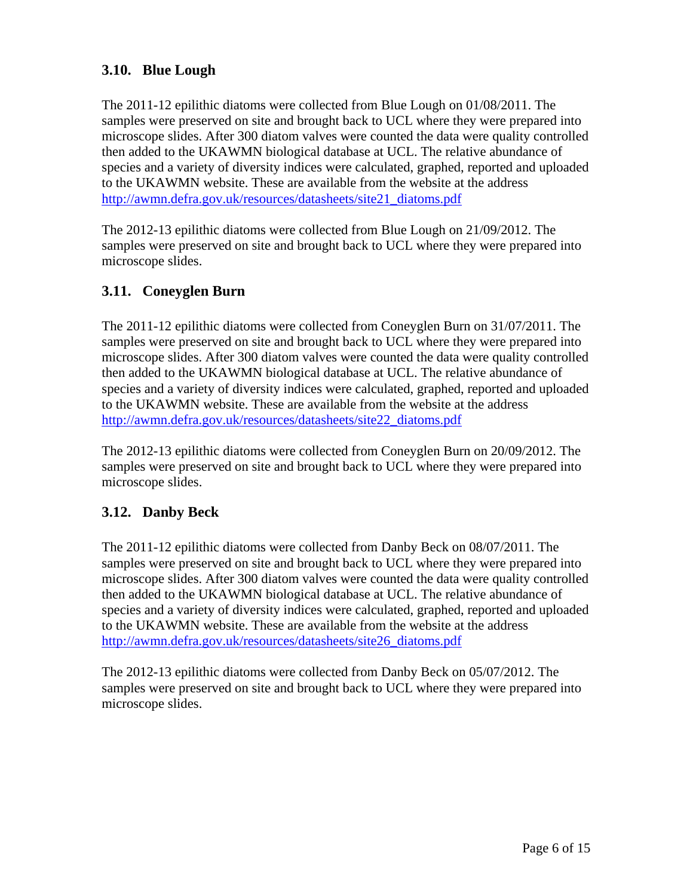### 3.10. Blue Lough

The 2011-12 epilithic diatoms were collected from Blue Lough on 01/08/2011. The samples were preserved on site and brought back to UCL where they were prepared into microscope slides. After 300 diatom valves were counted the data were quality controlled then added to the UKAWMN biological database at UCL. The relative abundance of species and a variety of diversity indices were calculated, graphed, reported and uploaded to the UKAWMN website. These are available from the website at the address http://awmn.defra.gov.uk/resources/datasheets/site21_diatoms.pdf

The 2012-13 epilithic diatoms were collected from Blue Lough on 21/09/2012. The samples were preserved on site and brought back to UCL where they were prepared into microscope slides.

### 3.11. Coneyglen Burn

The 2011-12 epilithic diatoms were collected from Coneyglen Burn on 31/07/2011. The samples were preserved on site and brought back to UCL where they were prepared into microscope slides. After 300 diatom valves were counted the data were quality controlled then added to the UKAWMN biological database at UCL. The relative abundance of species and a variety of diversity indices were calculated, graphed, reported and uploaded to the UKAWMN website. These are available from the website at the address http://awmn.defra.gov.uk/resources/datasheets/site22_diatoms.pdf

The 2012-13 epilithic diatoms were collected from Coneyglen Burn on 20/09/2012. The samples were preserved on site and brought back to UCL where they were prepared into microscope slides.

### 3.12. Danby Beck

The 2011-12 epilithic diatoms were collected from Danby Beck on 08/07/2011. The samples were preserved on site and brought back to UCL where they were prepared into microscope slides. After 300 diatom valves were counted the data were quality controlled then added to the UKAWMN biological database at UCL. The relative abundance of species and a variety of diversity indices were calculated, graphed, reported and uploaded to the UKAWMN website. These are available from the website at the address http://awmn.defra.gov.uk/resources/datasheets/site26_diatoms.pdf

The 2012-13 epilithic diatoms were collected from Danby Beck on 05/07/2012. The samples were preserved on site and brought back to UCL where they were prepared into microscope slides.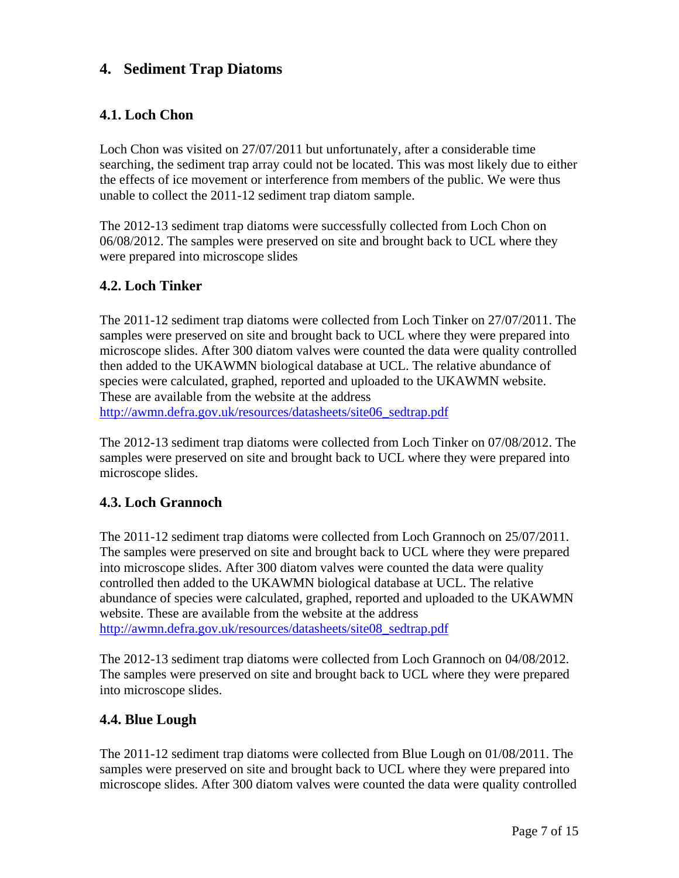# 4. Sediment Trap Diatoms

## 4.1. Loch Chon

Loch Chon was visited on 27/07/2011 but unfortunately, after a considerable time searching, the sediment trap array could not be located. This was most likely due to either the effects of ice movement or interference from members of the public. We were thus unable to collect the 2011-12 sediment trap diatom sample.

The 2012-13 sediment trap diatoms were successfully collected from Loch Chon on 06/08/2012. The samples were preserved on site and brought back to UCL where they were prepared into microscope slides

## 4.2. Loch Tinker

The 2011-12 sediment trap diatoms were collected from Loch Tinker on 27/07/2011. The samples were preserved on site and brought back to UCL where they were prepared into microscope slides. After 300 diatom valves were counted the data were quality controlled then added to the UKAWMN biological database at UCL. The relative abundance of species were calculated, graphed, reported and uploaded to the UKAWMN website. These are available from the website at the address http://awmn.defra.gov.uk/resources/datasheets/site06_sedtrap.pdf

The 2012-13 sediment trap diatoms were collected from Loch Tinker on 07/08/2012. The samples were preserved on site and brought back to UCL where they were prepared into microscope slides.

## 4.3. Loch Grannoch

The 2011-12 sediment trap diatoms were collected from Loch Grannoch on 25/07/2011. The samples were preserved on site and brought back to UCL where they were prepared into microscope slides. After 300 diatom valves were counted the data were quality controlled then added to the UKAWMN biological database at UCL. The relative abundance of species were calculated, graphed, reported and uploaded to the UKAWMN website. These are available from the website at the address http://awmn.defra.gov.uk/resources/datasheets/site08_sedtrap.pdf

The 2012-13 sediment trap diatoms were collected from Loch Grannoch on 04/08/2012. The samples were preserved on site and brought back to UCL where they were prepared into microscope slides.

## 4.4. Blue Lough

The 2011-12 sediment trap diatoms were collected from Blue Lough on 01/08/2011. The samples were preserved on site and brought back to UCL where they were prepared into microscope slides. After 300 diatom valves were counted the data were quality controlled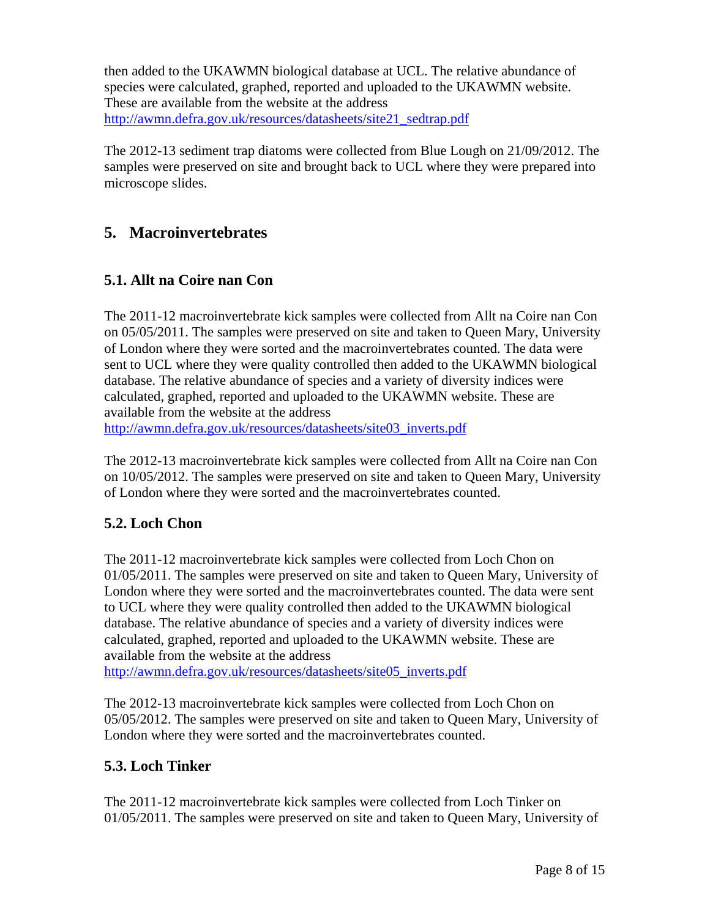then added to the UKAWMN biological database at UCL. The relative abundance of species were calculated, graphed, reported and uploaded to the UKAWMN website. These are available from the website at the address http://awmn.defra.gov.uk/resources/datasheets/site21_sedtrap.pdf

The 2012-13 sediment trap diatoms were collected from Blue Lough on 21/09/2012. The samples were preserved on site and brought back to UCL where they were prepared into microscope slides.

## 5. Macroinvertebrates

### 5.1. Allt na Coire nan Con

The 2011-12 macroinvertebrate kick samples were collected from Allt na Coire nan Con on 05/05/2011. The samples were preserved on site and taken to Queen Mary, University of London where they were sorted and the macroinvertebrates counted. The data were sent to UCL where they were quality controlled then added to the UKAWMN biological database. The relative abundance of species and a variety of diversity indices were calculated, graphed, reported and uploaded to the UKAWMN website. These are available from the website at the address http://awmn.defra.gov.uk/resources/datasheets/site03_inverts.pdf

The 2012-13 macroinvertebrate kick samples were collected from Allt na Coire nan Con on 10/05/2012. The samples were preserved on site and taken to Queen Mary, University of London where they were sorted and the macroinvertebrates counted.

### 5.2. Loch Chon

The 2011-12 macroinvertebrate kick samples were collected from Loch Chon on 01/05/2011. The samples were preserved on site and taken to Queen Mary, University of London where they were sorted and the macroinvertebrates counted. The data were sent to UCL where they were quality controlled then added to the UKAWMN biological database. The relative abundance of species and a variety of diversity indices were calculated, graphed, reported and uploaded to the UKAWMN website. These are available from the website at the address http://awmn.defra.gov.uk/resources/datasheets/site05_inverts.pdf

The 2012-13 macroinvertebrate kick samples were collected from Loch Chon on 05/05/2012. The samples were preserved on site and taken to Queen Mary, University of London where they were sorted and the macroinvertebrates counted.

### 5.3. Loch Tinker

The 2011-12 macroinvertebrate kick samples were collected from Loch Tinker on 01/05/2011. The samples were preserved on site and taken to Queen Mary, University of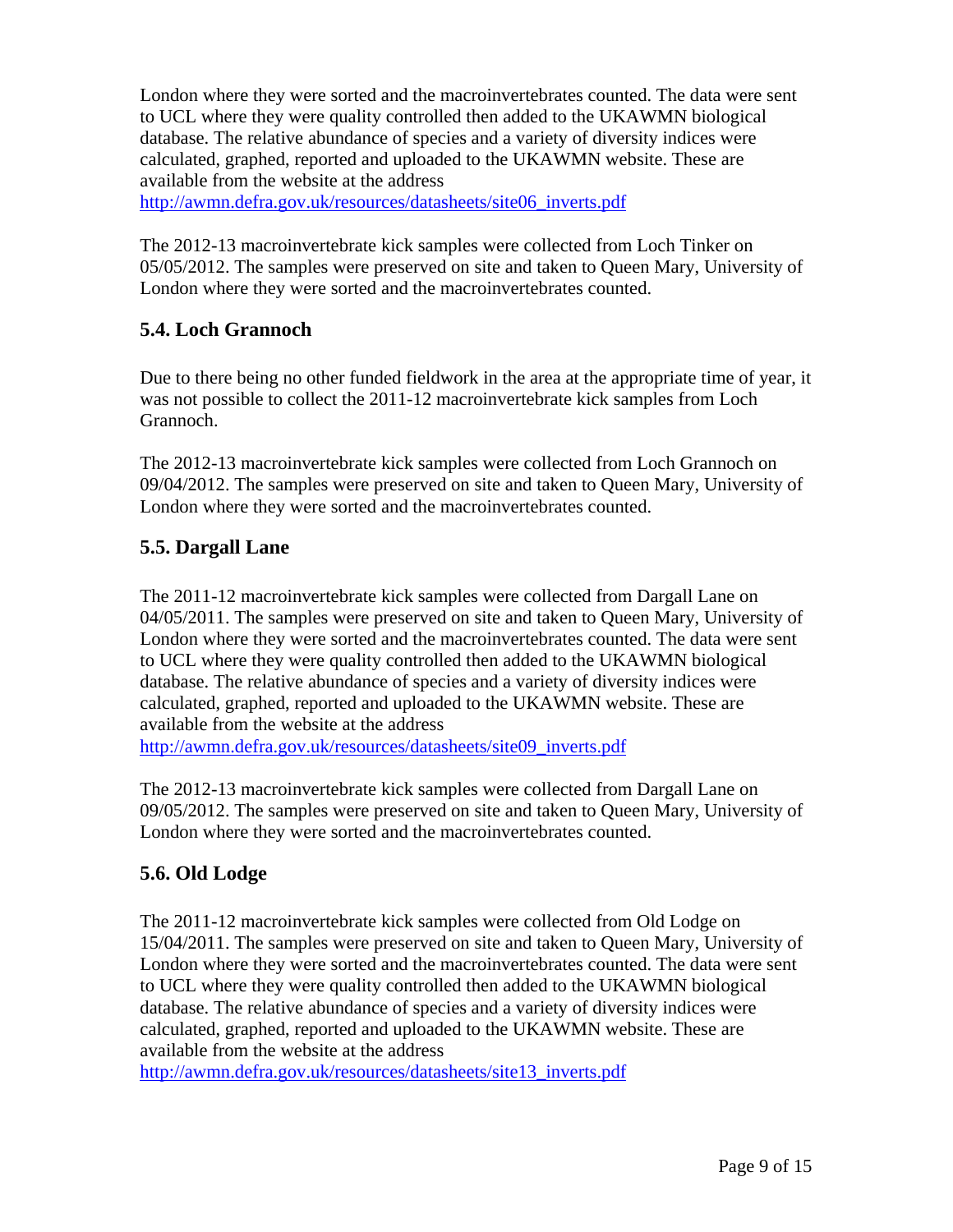London where they were sorted and the macroinvertebrates counted. The data were sent to UCL where they were quality controlled then added to the UKAWMN biological database. The relative abundance of species and a variety of diversity indices were calculated, graphed, reported and uploaded to the UKAWMN website. These are available from the website at the address http://awmn.defra.gov.uk/resources/datasheets/site06_inverts.pdf

The 2012-13 macroinvertebrate kick samples were collected from Loch Tinker on 05/05/2012. The samples were preserved on site and taken to Queen Mary, University of London where they were sorted and the macroinvertebrates counted.

## 5.4. Loch Grannoch

Due to there being no other funded fieldwork in the area at the appropriate time of year, it was not possible to collect the 2011-12 macroinvertebrate kick samples from Loch Grannoch.

The 2012-13 macroinvertebrate kick samples were collected from Loch Grannoch on 09/04/2012. The samples were preserved on site and taken to Queen Mary, University of London where they were sorted and the macroinvertebrates counted.

## 5.5. Dargall Lane

The 2011-12 macroinvertebrate kick samples were collected from Dargall Lane on 04/05/2011. The samples were preserved on site and taken to Queen Mary, University of London where they were sorted and the macroinvertebrates counted. The data were sent to UCL where they were quality controlled then added to the UKAWMN biological database. The relative abundance of species and a variety of diversity indices were calculated, graphed, reported and uploaded to the UKAWMN website. These are available from the website at the address http://awmn.defra.gov.uk/resources/datasheets/site09_inverts.pdf

The 2012-13 macroinvertebrate kick samples were collected from Dargall Lane on 09/05/2012. The samples were preserved on site and taken to Queen Mary, University of London where they were sorted and the macroinvertebrates counted.

## 5.6. Old Lodge

The 2011-12 macroinvertebrate kick samples were collected from Old Lodge on 15/04/2011. The samples were preserved on site and taken to Queen Mary, University of London where they were sorted and the macroinvertebrates counted. The data were sent to UCL where they were quality controlled then added to the UKAWMN biological database. The relative abundance of species and a variety of diversity indices were calculated, graphed, reported and uploaded to the UKAWMN website. These are available from the website at the address http://awmn.defra.gov.uk/resources/datasheets/site13_inverts.pdf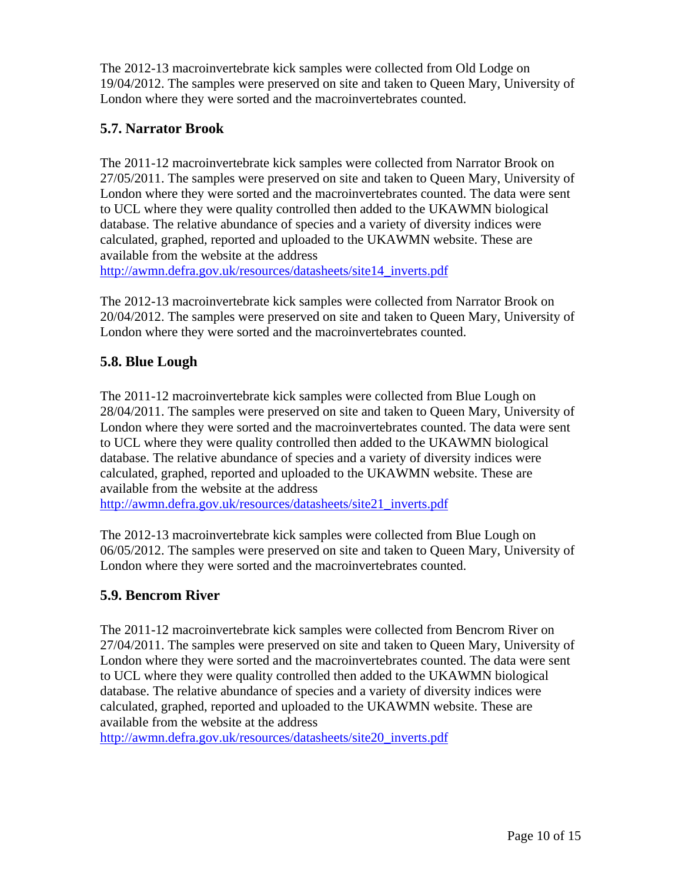The 2012-13 macroinvertebrate kick samples were collected from Old Lodge on 19/04/2012. The samples were preserved on site and taken to Queen Mary, University of London where they were sorted and the macroinvertebrates counted.

## 5.7. Narrator Brook

The 2011-12 macroinvertebrate kick samples were collected from Narrator Brook on 27/05/2011. The samples were preserved on site and taken to Queen Mary, University of London where they were sorted and the macroinvertebrates counted. The data were sent to UCL where they were quality controlled then added to the UKAWMN biological database. The relative abundance of species and a variety of diversity indices were calculated, graphed, reported and uploaded to the UKAWMN website. These are available from the website at the address http://awmn.defra.gov.uk/resources/datasheets/site14_inverts.pdf

The 2012-13 macroinvertebrate kick samples were collected from Narrator Brook on 20/04/2012. The samples were preserved on site and taken to Queen Mary, University of London where they were sorted and the macroinvertebrates counted.

## 5.8. Blue Lough

The 2011-12 macroinvertebrate kick samples were collected from Blue Lough on 28/04/2011. The samples were preserved on site and taken to Queen Mary, University of London where they were sorted and the macroinvertebrates counted. The data were sent to UCL where they were quality controlled then added to the UKAWMN biological database. The relative abundance of species and a variety of diversity indices were calculated, graphed, reported and uploaded to the UKAWMN website. These are available from the website at the address http://awmn.defra.gov.uk/resources/datasheets/site21_inverts.pdf

The 2012-13 macroinvertebrate kick samples were collected from Blue Lough on 06/05/2012. The samples were preserved on site and taken to Queen Mary, University of London where they were sorted and the macroinvertebrates counted.

## 5.9. Bencrom River

The 2011-12 macroinvertebrate kick samples were collected from Bencrom River on 27/04/2011. The samples were preserved on site and taken to Queen Mary, University of London where they were sorted and the macroinvertebrates counted. The data were sent to UCL where they were quality controlled then added to the UKAWMN biological database. The relative abundance of species and a variety of diversity indices were calculated, graphed, reported and uploaded to the UKAWMN website. These are available from the website at the address http://awmn.defra.gov.uk/resources/datasheets/site20_inverts.pdf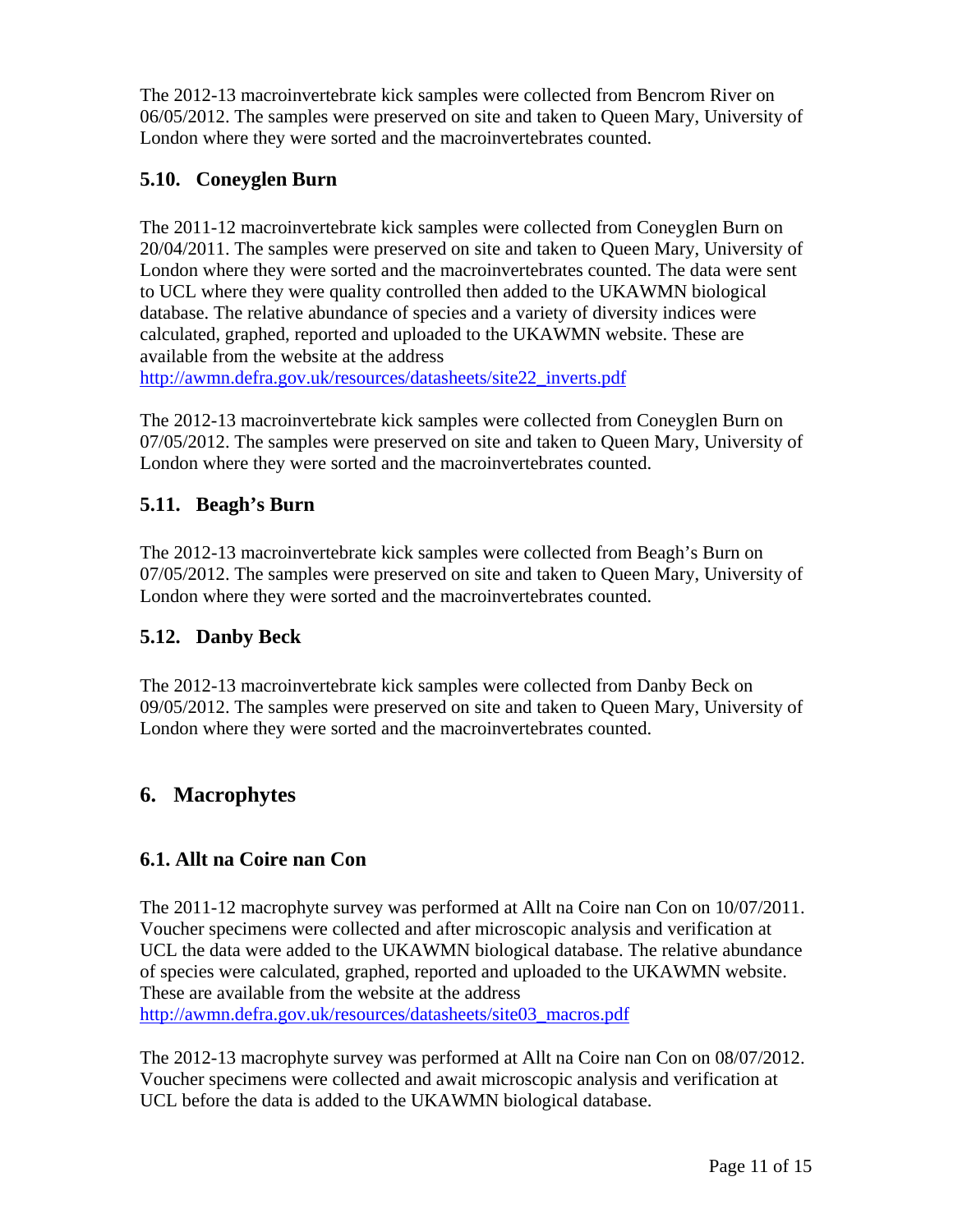The 2012-13 macroinvertebrate kick samples were collected from Bencrom River on 06/05/2012. The samples were preserved on site and taken to Queen Mary, University of London where they were sorted and the macroinvertebrates counted.

### 5.10. Coneyglen Burn

The 2011-12 macroinvertebrate kick samples were collected from Coneyglen Burn on 20/04/2011. The samples were preserved on site and taken to Queen Mary, University of London where they were sorted and the macroinvertebrates counted. The data were sent to UCL where they were quality controlled then added to the UKAWMN biological database. The relative abundance of species and a variety of diversity indices were calculated, graphed, reported and uploaded to the UKAWMN website. These are available from the website at the address
http://awmn.defra.gov.uk/resources/datasheets/site22_inverts.pdf

The 2012-13 macroinvertebrate kick samples were collected from Coneyglen Burn on 07/05/2012. The samples were preserved on site and taken to Queen Mary, University of London where they were sorted and the macroinvertebrates counted.

### 5.11. Beagh's Burn

The 2012-13 macroinvertebrate kick samples were collected from Beagh's Burn on 07/05/2012. The samples were preserved on site and taken to Queen Mary, University of London where they were sorted and the macroinvertebrates counted.

### 5.12. Danby Beck

The 2012-13 macroinvertebrate kick samples were collected from Danby Beck on 09/05/2012. The samples were preserved on site and taken to Queen Mary, University of London where they were sorted and the macroinvertebrates counted.

## 6. Macrophytes

### 6.1. Allt na Coire nan Con

The 2011-12 macrophyte survey was performed at Allt na Coire nan Con on 10/07/2011. Voucher specimens were collected and after microscopic analysis and verification at UCL the data were added to the UKAWMN biological database. The relative abundance of species were calculated, graphed, reported and uploaded to the UKAWMN website. These are available from the website at the address
http://awmn.defra.gov.uk/resources/datasheets/site03_macros.pdf

The 2012-13 macrophyte survey was performed at Allt na Coire nan Con on 08/07/2012. Voucher specimens were collected and await microscopic analysis and verification at UCL before the data is added to the UKAWMN biological database.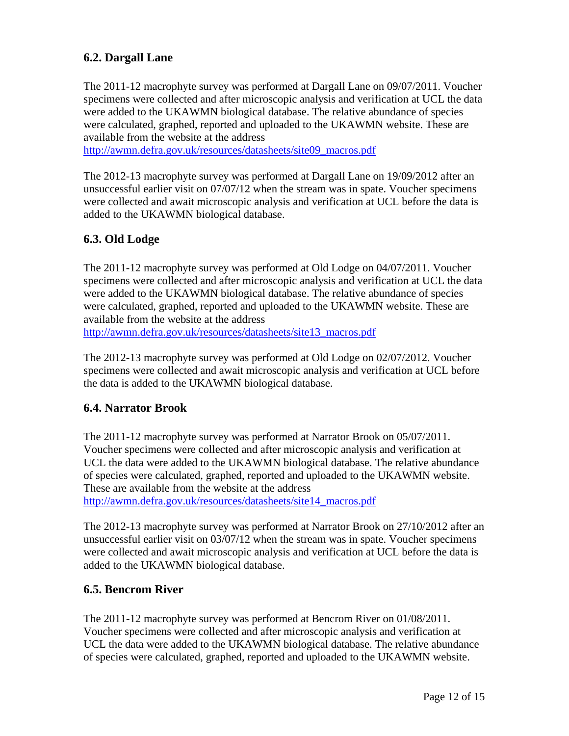### 6.2. Dargall Lane

The 2011-12 macrophyte survey was performed at Dargall Lane on 09/07/2011. Voucher specimens were collected and after microscopic analysis and verification at UCL the data were added to the UKAWMN biological database. The relative abundance of species were calculated, graphed, reported and uploaded to the UKAWMN website. These are available from the website at the address
http://awmn.defra.gov.uk/resources/datasheets/site09_macros.pdf

The 2012-13 macrophyte survey was performed at Dargall Lane on 19/09/2012 after an unsuccessful earlier visit on 07/07/12 when the stream was in spate. Voucher specimens were collected and await microscopic analysis and verification at UCL before the data is added to the UKAWMN biological database.

### 6.3. Old Lodge

The 2011-12 macrophyte survey was performed at Old Lodge on 04/07/2011. Voucher specimens were collected and after microscopic analysis and verification at UCL the data were added to the UKAWMN biological database. The relative abundance of species were calculated, graphed, reported and uploaded to the UKAWMN website. These are available from the website at the address
http://awmn.defra.gov.uk/resources/datasheets/site13_macros.pdf

The 2012-13 macrophyte survey was performed at Old Lodge on 02/07/2012. Voucher specimens were collected and await microscopic analysis and verification at UCL before the data is added to the UKAWMN biological database.

### 6.4. Narrator Brook

The 2011-12 macrophyte survey was performed at Narrator Brook on 05/07/2011. Voucher specimens were collected and after microscopic analysis and verification at UCL the data were added to the UKAWMN biological database. The relative abundance of species were calculated, graphed, reported and uploaded to the UKAWMN website. These are available from the website at the address
http://awmn.defra.gov.uk/resources/datasheets/site14_macros.pdf

The 2012-13 macrophyte survey was performed at Narrator Brook on 27/10/2012 after an unsuccessful earlier visit on 03/07/12 when the stream was in spate. Voucher specimens were collected and await microscopic analysis and verification at UCL before the data is added to the UKAWMN biological database.

### 6.5. Bencrom River

The 2011-12 macrophyte survey was performed at Bencrom River on 01/08/2011. Voucher specimens were collected and after microscopic analysis and verification at UCL the data were added to the UKAWMN biological database. The relative abundance of species were calculated, graphed, reported and uploaded to the UKAWMN website.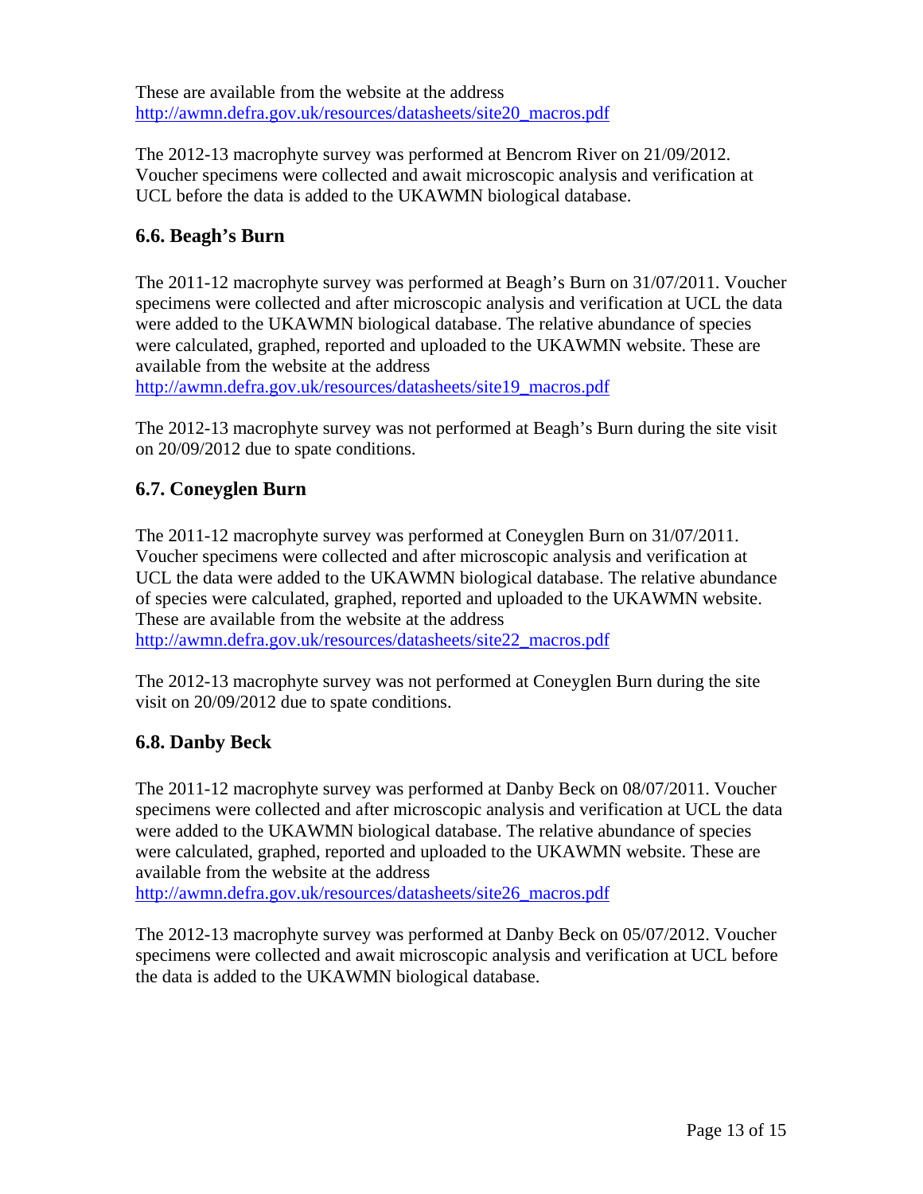These are available from the website at the address
http://awmn.defra.gov.uk/resources/datasheets/site20_macros.pdf

The 2012-13 macrophyte survey was performed at Bencrom River on 21/09/2012. Voucher specimens were collected and await microscopic analysis and verification at UCL before the data is added to the UKAWMN biological database.

### 6.6. Beagh's Burn

The 2011-12 macrophyte survey was performed at Beagh's Burn on 31/07/2011. Voucher specimens were collected and after microscopic analysis and verification at UCL the data were added to the UKAWMN biological database. The relative abundance of species were calculated, graphed, reported and uploaded to the UKAWMN website. These are available from the website at the address
http://awmn.defra.gov.uk/resources/datasheets/site19_macros.pdf

The 2012-13 macrophyte survey was not performed at Beagh's Burn during the site visit on 20/09/2012 due to spate conditions.

### 6.7. Coneyglen Burn

The 2011-12 macrophyte survey was performed at Coneyglen Burn on 31/07/2011. Voucher specimens were collected and after microscopic analysis and verification at UCL the data were added to the UKAWMN biological database. The relative abundance of species were calculated, graphed, reported and uploaded to the UKAWMN website. These are available from the website at the address
http://awmn.defra.gov.uk/resources/datasheets/site22_macros.pdf

The 2012-13 macrophyte survey was not performed at Coneyglen Burn during the site visit on 20/09/2012 due to spate conditions.

### 6.8. Danby Beck

The 2011-12 macrophyte survey was performed at Danby Beck on 08/07/2011. Voucher specimens were collected and after microscopic analysis and verification at UCL the data were added to the UKAWMN biological database. The relative abundance of species were calculated, graphed, reported and uploaded to the UKAWMN website. These are available from the website at the address
http://awmn.defra.gov.uk/resources/datasheets/site26_macros.pdf

The 2012-13 macrophyte survey was performed at Danby Beck on 05/07/2012. Voucher specimens were collected and await microscopic analysis and verification at UCL before the data is added to the UKAWMN biological database.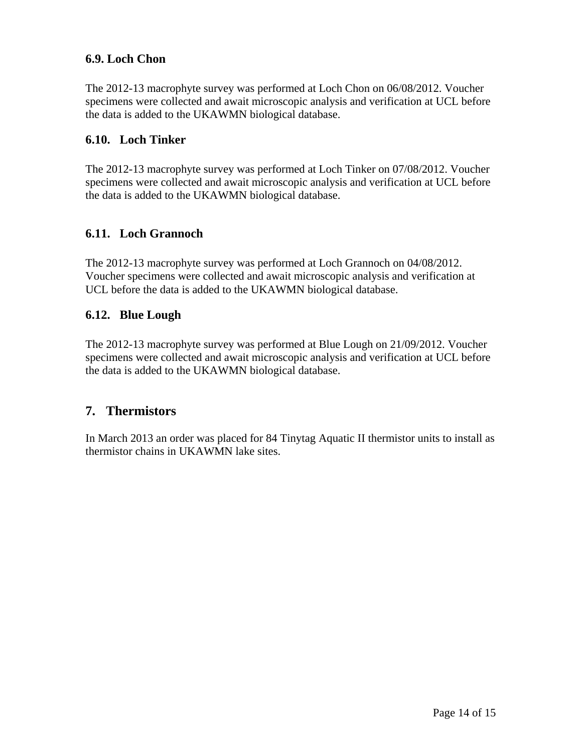### 6.9. Loch Chon

The 2012-13 macrophyte survey was performed at Loch Chon on 06/08/2012. Voucher specimens were collected and await microscopic analysis and verification at UCL before the data is added to the UKAWMN biological database.

### 6.10. Loch Tinker

The 2012-13 macrophyte survey was performed at Loch Tinker on 07/08/2012. Voucher specimens were collected and await microscopic analysis and verification at UCL before the data is added to the UKAWMN biological database.

### 6.11. Loch Grannoch

The 2012-13 macrophyte survey was performed at Loch Grannoch on 04/08/2012. Voucher specimens were collected and await microscopic analysis and verification at UCL before the data is added to the UKAWMN biological database.

### 6.12. Blue Lough

The 2012-13 macrophyte survey was performed at Blue Lough on 21/09/2012. Voucher specimens were collected and await microscopic analysis and verification at UCL before the data is added to the UKAWMN biological database.

## 7. Thermistors

In March 2013 an order was placed for 84 Tinytag Aquatic II thermistor units to install as thermistor chains in UKAWMN lake sites.